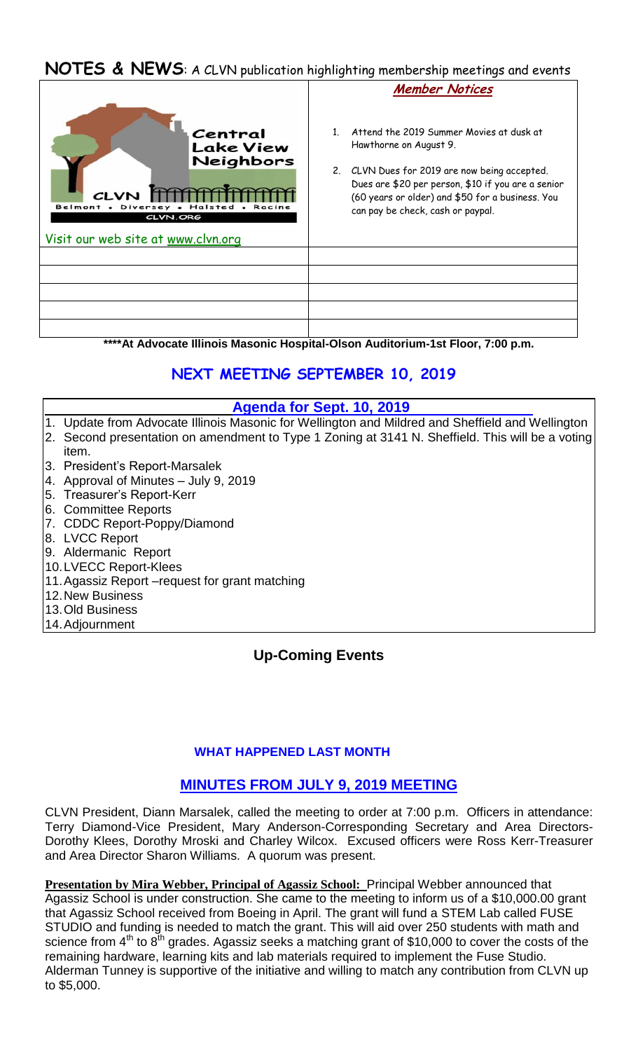# NOTES & NEWS: A CLVN publication highlighting membership meetings and events

Central Lake View Neighbors

CLVN

Belmont • Diversey • Halsted • Racine

CLVN.ORG

Visit our web site at www.clvn.org

***Member Notices***

1. Attend the 2019 Summer Movies at dusk at Hawthorne on August 9.
2. CLVN Dues for 2019 are now being accepted. Dues are $20 per person, $10 if you are a senior (60 years or older) and $50 for a business. You can pay be check, cash or paypal.

****At Advocate Illinois Masonic Hospital-Olson Auditorium-1st Floor, 7:00 p.m.**

## NEXT MEETING SEPTEMBER 10, 2019

### Agenda for Sept. 10, 2019

1. Update from Advocate Illinois Masonic for Wellington and Mildred and Sheffield and Wellington
2. Second presentation on amendment to Type 1 Zoning at 3141 N. Sheffield. This will be a voting item.
3. President's Report-Marsalek
4. Approval of Minutes – July 9, 2019
5. Treasurer's Report-Kerr
6. Committee Reports
7. CDDC Report-Poppy/Diamond
8. LVCC Report
9. Aldermanic Report
10. LVECC Report-Klees
11. Agassiz Report –request for grant matching
12. New Business
13. Old Business
14. Adjournment

## Up-Coming Events

**WHAT HAPPENED LAST MONTH**

## MINUTES FROM JULY 9, 2019 MEETING

CLVN President, Diann Marsalek, called the meeting to order at 7:00 p.m. Officers in attendance: Terry Diamond-Vice President, Mary Anderson-Corresponding Secretary and Area Directors-Dorothy Klees, Dorothy Mroski and Charley Wilcox. Excused officers were Ross Kerr-Treasurer and Area Director Sharon Williams. A quorum was present.

**Presentation by Mira Webber, Principal of Agassiz School:** Principal Webber announced that Agassiz School is under construction. She came to the meeting to inform us of a $10,000.00 grant that Agassiz School received from Boeing in April. The grant will fund a STEM Lab called FUSE STUDIO and funding is needed to match the grant. This will aid over 250 students with math and science from 4th to 8th grades. Agassiz seeks a matching grant of $10,000 to cover the costs of the remaining hardware, learning kits and lab materials required to implement the Fuse Studio. Alderman Tunney is supportive of the initiative and willing to match any contribution from CLVN up to $5,000.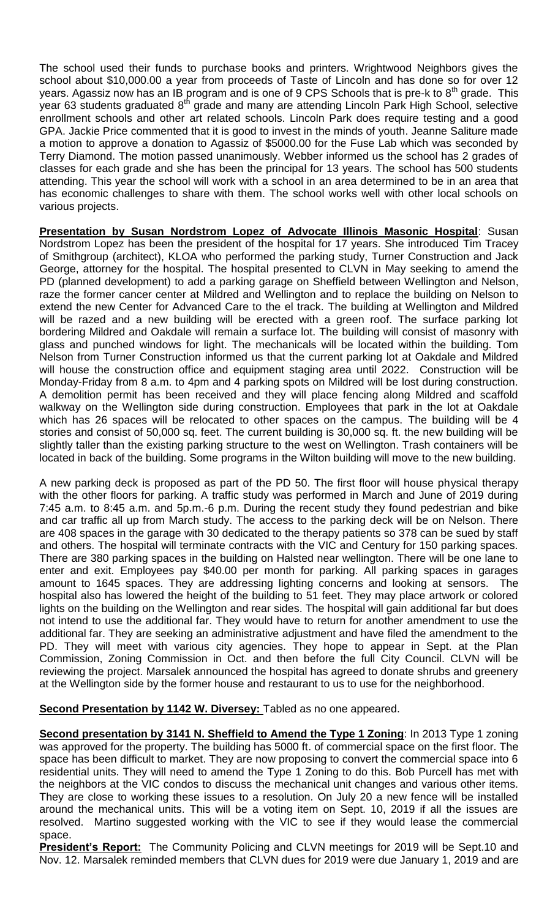The school used their funds to purchase books and printers. Wrightwood Neighbors gives the school about $10,000.00 a year from proceeds of Taste of Lincoln and has done so for over 12 years. Agassiz now has an IB program and is one of 9 CPS Schools that is pre-k to 8th grade. This year 63 students graduated 8th grade and many are attending Lincoln Park High School, selective enrollment schools and other art related schools. Lincoln Park does require testing and a good GPA. Jackie Price commented that it is good to invest in the minds of youth. Jeanne Saliture made a motion to approve a donation to Agassiz of $5000.00 for the Fuse Lab which was seconded by Terry Diamond. The motion passed unanimously. Webber informed us the school has 2 grades of classes for each grade and she has been the principal for 13 years. The school has 500 students attending. This year the school will work with a school in an area determined to be in an area that has economic challenges to share with them. The school works well with other local schools on various projects.

**Presentation by Susan Nordstrom Lopez of Advocate Illinois Masonic Hospital**: Susan Nordstrom Lopez has been the president of the hospital for 17 years. She introduced Tim Tracey of Smithgroup (architect), KLOA who performed the parking study, Turner Construction and Jack George, attorney for the hospital. The hospital presented to CLVN in May seeking to amend the PD (planned development) to add a parking garage on Sheffield between Wellington and Nelson, raze the former cancer center at Mildred and Wellington and to replace the building on Nelson to extend the new Center for Advanced Care to the el track. The building at Wellington and Mildred will be razed and a new building will be erected with a green roof. The surface parking lot bordering Mildred and Oakdale will remain a surface lot. The building will consist of masonry with glass and punched windows for light. The mechanicals will be located within the building. Tom Nelson from Turner Construction informed us that the current parking lot at Oakdale and Mildred will house the construction office and equipment staging area until 2022. Construction will be Monday-Friday from 8 a.m. to 4pm and 4 parking spots on Mildred will be lost during construction. A demolition permit has been received and they will place fencing along Mildred and scaffold walkway on the Wellington side during construction. Employees that park in the lot at Oakdale which has 26 spaces will be relocated to other spaces on the campus. The building will be 4 stories and consist of 50,000 sq. feet. The current building is 30,000 sq. ft. the new building will be slightly taller than the existing parking structure to the west on Wellington. Trash containers will be located in back of the building. Some programs in the Wilton building will move to the new building.

A new parking deck is proposed as part of the PD 50. The first floor will house physical therapy with the other floors for parking. A traffic study was performed in March and June of 2019 during 7:45 a.m. to 8:45 a.m. and 5p.m.-6 p.m. During the recent study they found pedestrian and bike and car traffic all up from March study. The access to the parking deck will be on Nelson. There are 408 spaces in the garage with 30 dedicated to the therapy patients so 378 can be sued by staff and others. The hospital will terminate contracts with the VIC and Century for 150 parking spaces. There are 380 parking spaces in the building on Halsted near wellington. There will be one lane to enter and exit. Employees pay $40.00 per month for parking. All parking spaces in garages amount to 1645 spaces. They are addressing lighting concerns and looking at sensors. The hospital also has lowered the height of the building to 51 feet. They may place artwork or colored lights on the building on the Wellington and rear sides. The hospital will gain additional far but does not intend to use the additional far. They would have to return for another amendment to use the additional far. They are seeking an administrative adjustment and have filed the amendment to the PD. They will meet with various city agencies. They hope to appear in Sept. at the Plan Commission, Zoning Commission in Oct. and then before the full City Council. CLVN will be reviewing the project. Marsalek announced the hospital has agreed to donate shrubs and greenery at the Wellington side by the former house and restaurant to us for use for the neighborhood.

**Second Presentation by 1142 W. Diversey:** Tabled as no one appeared.

**Second presentation by 3141 N. Sheffield to Amend the Type 1 Zoning**: In 2013 Type 1 zoning was approved for the property. The building has 5000 ft. of commercial space on the first floor. The space has been difficult to market. They are now proposing to convert the commercial space into 6 residential units. They will need to amend the Type 1 Zoning to do this. Bob Purcell has met with the neighbors at the VIC condos to discuss the mechanical unit changes and various other items. They are close to working these issues to a resolution. On July 20 a new fence will be installed around the mechanical units. This will be a voting item on Sept. 10, 2019 if all the issues are resolved. Martino suggested working with the VIC to see if they would lease the commercial space.

**President's Report:** The Community Policing and CLVN meetings for 2019 will be Sept.10 and Nov. 12. Marsalek reminded members that CLVN dues for 2019 were due January 1, 2019 and are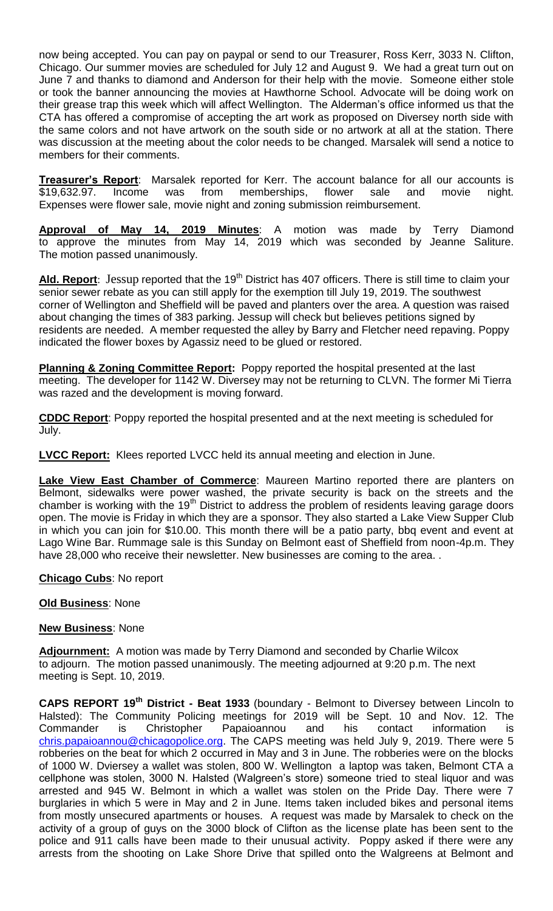now being accepted. You can pay on paypal or send to our Treasurer, Ross Kerr, 3033 N. Clifton, Chicago. Our summer movies are scheduled for July 12 and August 9. We had a great turn out on June 7 and thanks to diamond and Anderson for their help with the movie. Someone either stole or took the banner announcing the movies at Hawthorne School. Advocate will be doing work on their grease trap this week which will affect Wellington. The Alderman's office informed us that the CTA has offered a compromise of accepting the art work as proposed on Diversey north side with the same colors and not have artwork on the south side or no artwork at all at the station. There was discussion at the meeting about the color needs to be changed. Marsalek will send a notice to members for their comments.

**Treasurer's Report**: Marsalek reported for Kerr. The account balance for all our accounts is $19,632.97. Income was from memberships, flower sale and movie night. Expenses were flower sale, movie night and zoning submission reimbursement.

**Approval of May 14, 2019 Minutes**: A motion was made by Terry Diamond to approve the minutes from May 14, 2019 which was seconded by Jeanne Saliture. The motion passed unanimously.

**Ald. Report**: Jessup reported that the 19th District has 407 officers. There is still time to claim your senior sewer rebate as you can still apply for the exemption till July 19, 2019. The southwest corner of Wellington and Sheffield will be paved and planters over the area. A question was raised about changing the times of 383 parking. Jessup will check but believes petitions signed by residents are needed. A member requested the alley by Barry and Fletcher need repaving. Poppy indicated the flower boxes by Agassiz need to be glued or restored.

**Planning & Zoning Committee Report:** Poppy reported the hospital presented at the last meeting. The developer for 1142 W. Diversey may not be returning to CLVN. The former Mi Tierra was razed and the development is moving forward.

**CDDC Report**: Poppy reported the hospital presented and at the next meeting is scheduled for July.

**LVCC Report:** Klees reported LVCC held its annual meeting and election in June.

**Lake View East Chamber of Commerce**: Maureen Martino reported there are planters on Belmont, sidewalks were power washed, the private security is back on the streets and the chamber is working with the 19th District to address the problem of residents leaving garage doors open. The movie is Friday in which they are a sponsor. They also started a Lake View Supper Club in which you can join for $10.00. This month there will be a patio party, bbq event and event at Lago Wine Bar. Rummage sale is this Sunday on Belmont east of Sheffield from noon-4p.m. They have 28,000 who receive their newsletter. New businesses are coming to the area. .

**Chicago Cubs**: No report

**Old Business**: None

**New Business**: None

**Adjournment:** A motion was made by Terry Diamond and seconded by Charlie Wilcox to adjourn. The motion passed unanimously. The meeting adjourned at 9:20 p.m. The next meeting is Sept. 10, 2019.

**CAPS REPORT 19th District - Beat 1933** (boundary - Belmont to Diversey between Lincoln to Halsted): The Community Policing meetings for 2019 will be Sept. 10 and Nov. 12. The Commander is Christopher Papaioannou and his contact information is chris.papaioannou@chicagopolice.org. The CAPS meeting was held July 9, 2019. There were 5 robberies on the beat for which 2 occurred in May and 3 in June. The robberies were on the blocks of 1000 W. Dviersey a wallet was stolen, 800 W. Wellington a laptop was taken, Belmont CTA a cellphone was stolen, 3000 N. Halsted (Walgreen's store) someone tried to steal liquor and was arrested and 945 W. Belmont in which a wallet was stolen on the Pride Day. There were 7 burglaries in which 5 were in May and 2 in June. Items taken included bikes and personal items from mostly unsecured apartments or houses. A request was made by Marsalek to check on the activity of a group of guys on the 3000 block of Clifton as the license plate has been sent to the police and 911 calls have been made to their unusual activity. Poppy asked if there were any arrests from the shooting on Lake Shore Drive that spilled onto the Walgreens at Belmont and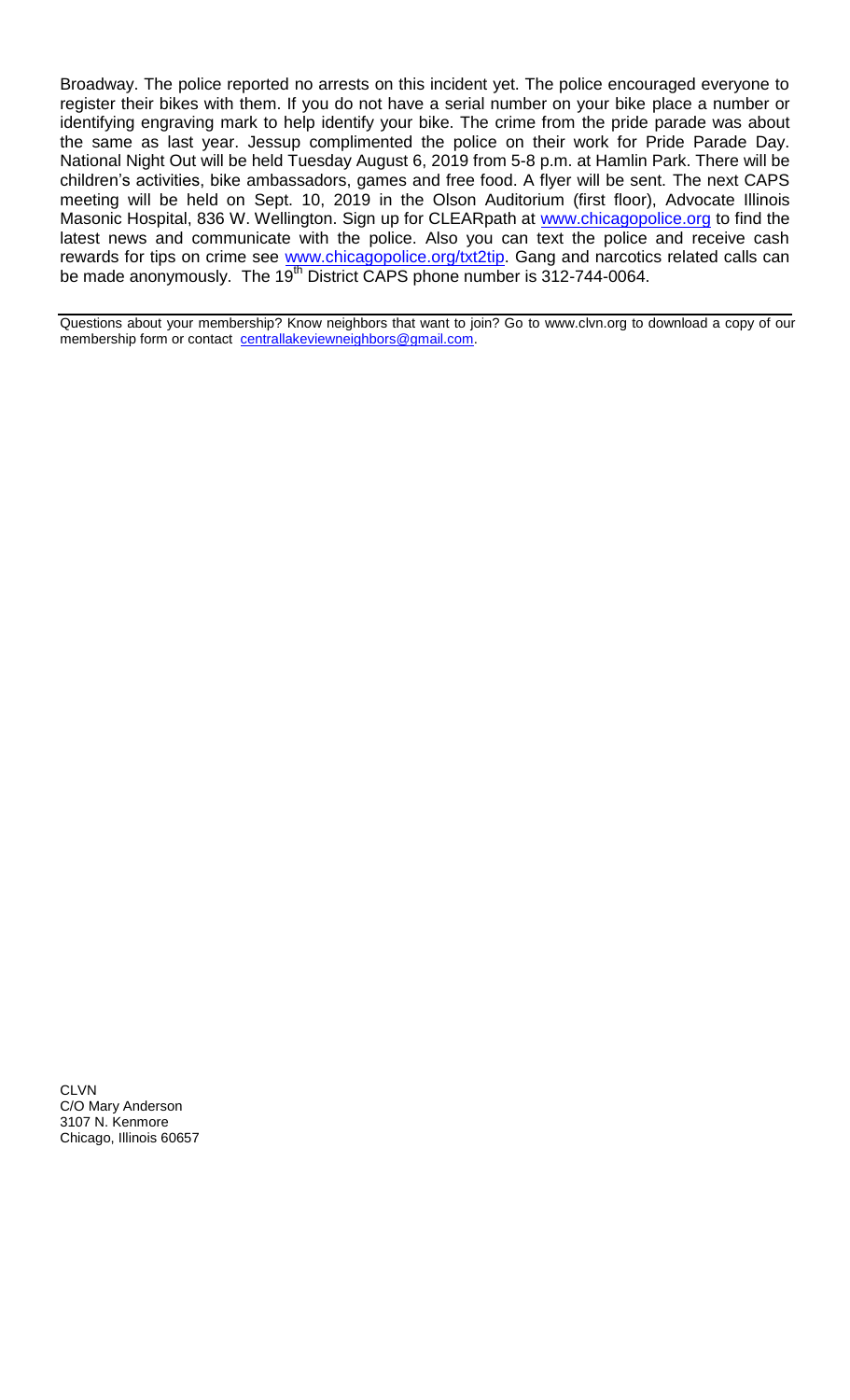Broadway. The police reported no arrests on this incident yet. The police encouraged everyone to register their bikes with them. If you do not have a serial number on your bike place a number or identifying engraving mark to help identify your bike. The crime from the pride parade was about the same as last year. Jessup complimented the police on their work for Pride Parade Day. National Night Out will be held Tuesday August 6, 2019 from 5-8 p.m. at Hamlin Park. There will be children's activities, bike ambassadors, games and free food. A flyer will be sent. The next CAPS meeting will be held on Sept. 10, 2019 in the Olson Auditorium (first floor), Advocate Illinois Masonic Hospital, 836 W. Wellington. Sign up for CLEARpath at www.chicagopolice.org to find the latest news and communicate with the police. Also you can text the police and receive cash rewards for tips on crime see www.chicagopolice.org/txt2tip. Gang and narcotics related calls can be made anonymously. The 19th District CAPS phone number is 312-744-0064.

---

Questions about your membership? Know neighbors that want to join? Go to www.clvn.org to download a copy of our membership form or contact centrallakeviewneighbors@gmail.com.

CLVN
C/O Mary Anderson
3107 N. Kenmore
Chicago, Illinois 60657